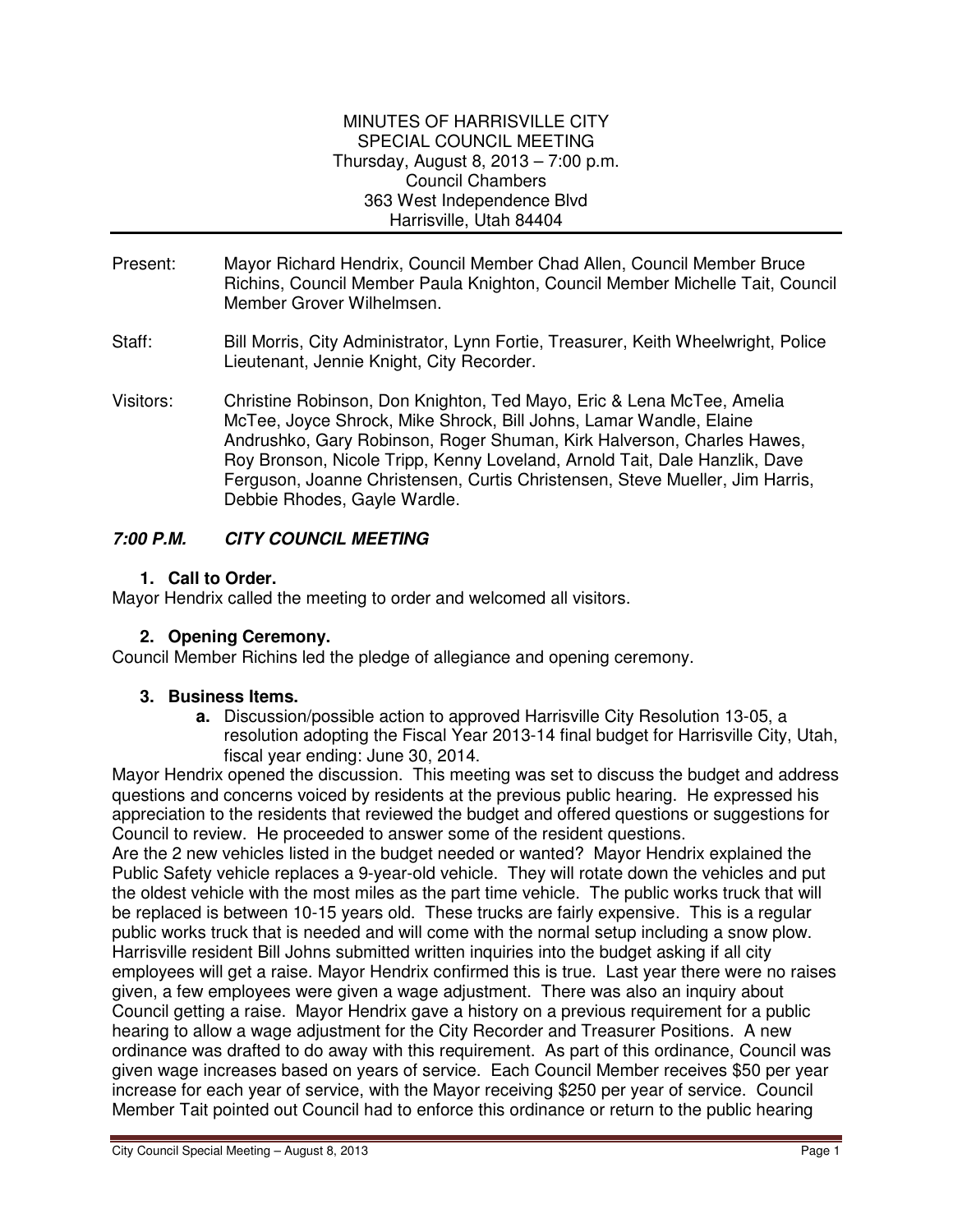MINUTES OF HARRISVILLE CITY
SPECIAL COUNCIL MEETING
Thursday, August 8, 2013 – 7:00 p.m.
Council Chambers
363 West Independence Blvd
Harrisville, Utah 84404

Present: Mayor Richard Hendrix, Council Member Chad Allen, Council Member Bruce Richins, Council Member Paula Knighton, Council Member Michelle Tait, Council Member Grover Wilhelmsen.

Staff: Bill Morris, City Administrator, Lynn Fortie, Treasurer, Keith Wheelwright, Police Lieutenant, Jennie Knight, City Recorder.

Visitors: Christine Robinson, Don Knighton, Ted Mayo, Eric & Lena McTee, Amelia McTee, Joyce Shrock, Mike Shrock, Bill Johns, Lamar Wandle, Elaine Andrushko, Gary Robinson, Roger Shuman, Kirk Halverson, Charles Hawes, Roy Bronson, Nicole Tripp, Kenny Loveland, Arnold Tait, Dale Hanzlik, Dave Ferguson, Joanne Christensen, Curtis Christensen, Steve Mueller, Jim Harris, Debbie Rhodes, Gayle Wardle.

## *7:00 P.M. CITY COUNCIL MEETING*

### 1. Call to Order.

Mayor Hendrix called the meeting to order and welcomed all visitors.

### 2. Opening Ceremony.

Council Member Richins led the pledge of allegiance and opening ceremony.

### 3. Business Items.

**a.** Discussion/possible action to approved Harrisville City Resolution 13-05, a resolution adopting the Fiscal Year 2013-14 final budget for Harrisville City, Utah, fiscal year ending: June 30, 2014.

Mayor Hendrix opened the discussion. This meeting was set to discuss the budget and address questions and concerns voiced by residents at the previous public hearing. He expressed his appreciation to the residents that reviewed the budget and offered questions or suggestions for Council to review. He proceeded to answer some of the resident questions.

Are the 2 new vehicles listed in the budget needed or wanted? Mayor Hendrix explained the Public Safety vehicle replaces a 9-year-old vehicle. They will rotate down the vehicles and put the oldest vehicle with the most miles as the part time vehicle. The public works truck that will be replaced is between 10-15 years old. These trucks are fairly expensive. This is a regular public works truck that is needed and will come with the normal setup including a snow plow. Harrisville resident Bill Johns submitted written inquiries into the budget asking if all city employees will get a raise. Mayor Hendrix confirmed this is true. Last year there were no raises given, a few employees were given a wage adjustment. There was also an inquiry about Council getting a raise. Mayor Hendrix gave a history on a previous requirement for a public hearing to allow a wage adjustment for the City Recorder and Treasurer Positions. A new ordinance was drafted to do away with this requirement. As part of this ordinance, Council was given wage increases based on years of service. Each Council Member receives $50 per year increase for each year of service, with the Mayor receiving $250 per year of service. Council Member Tait pointed out Council had to enforce this ordinance or return to the public hearing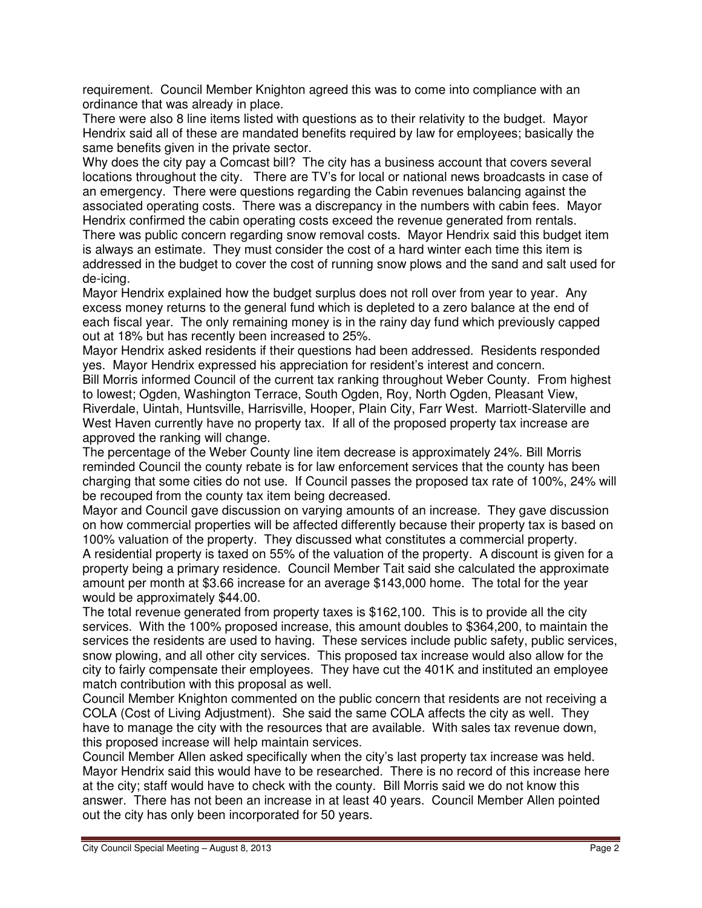requirement. Council Member Knighton agreed this was to come into compliance with an ordinance that was already in place.

There were also 8 line items listed with questions as to their relativity to the budget. Mayor Hendrix said all of these are mandated benefits required by law for employees; basically the same benefits given in the private sector.

Why does the city pay a Comcast bill? The city has a business account that covers several locations throughout the city. There are TV's for local or national news broadcasts in case of an emergency. There were questions regarding the Cabin revenues balancing against the associated operating costs. There was a discrepancy in the numbers with cabin fees. Mayor Hendrix confirmed the cabin operating costs exceed the revenue generated from rentals.

There was public concern regarding snow removal costs. Mayor Hendrix said this budget item is always an estimate. They must consider the cost of a hard winter each time this item is addressed in the budget to cover the cost of running snow plows and the sand and salt used for de-icing.

Mayor Hendrix explained how the budget surplus does not roll over from year to year. Any excess money returns to the general fund which is depleted to a zero balance at the end of each fiscal year. The only remaining money is in the rainy day fund which previously capped out at 18% but has recently been increased to 25%.

Mayor Hendrix asked residents if their questions had been addressed. Residents responded yes. Mayor Hendrix expressed his appreciation for resident's interest and concern.

Bill Morris informed Council of the current tax ranking throughout Weber County. From highest to lowest; Ogden, Washington Terrace, South Ogden, Roy, North Ogden, Pleasant View, Riverdale, Uintah, Huntsville, Harrisville, Hooper, Plain City, Farr West. Marriott-Slaterville and West Haven currently have no property tax. If all of the proposed property tax increase are approved the ranking will change.

The percentage of the Weber County line item decrease is approximately 24%. Bill Morris reminded Council the county rebate is for law enforcement services that the county has been charging that some cities do not use. If Council passes the proposed tax rate of 100%, 24% will be recouped from the county tax item being decreased.

Mayor and Council gave discussion on varying amounts of an increase. They gave discussion on how commercial properties will be affected differently because their property tax is based on 100% valuation of the property. They discussed what constitutes a commercial property.

A residential property is taxed on 55% of the valuation of the property. A discount is given for a property being a primary residence. Council Member Tait said she calculated the approximate amount per month at $3.66 increase for an average $143,000 home. The total for the year would be approximately $44.00.

The total revenue generated from property taxes is $162,100. This is to provide all the city services. With the 100% proposed increase, this amount doubles to $364,200, to maintain the services the residents are used to having. These services include public safety, public services, snow plowing, and all other city services. This proposed tax increase would also allow for the city to fairly compensate their employees. They have cut the 401K and instituted an employee match contribution with this proposal as well.

Council Member Knighton commented on the public concern that residents are not receiving a COLA (Cost of Living Adjustment). She said the same COLA affects the city as well. They have to manage the city with the resources that are available. With sales tax revenue down, this proposed increase will help maintain services.

Council Member Allen asked specifically when the city's last property tax increase was held. Mayor Hendrix said this would have to be researched. There is no record of this increase here at the city; staff would have to check with the county. Bill Morris said we do not know this answer. There has not been an increase in at least 40 years. Council Member Allen pointed out the city has only been incorporated for 50 years.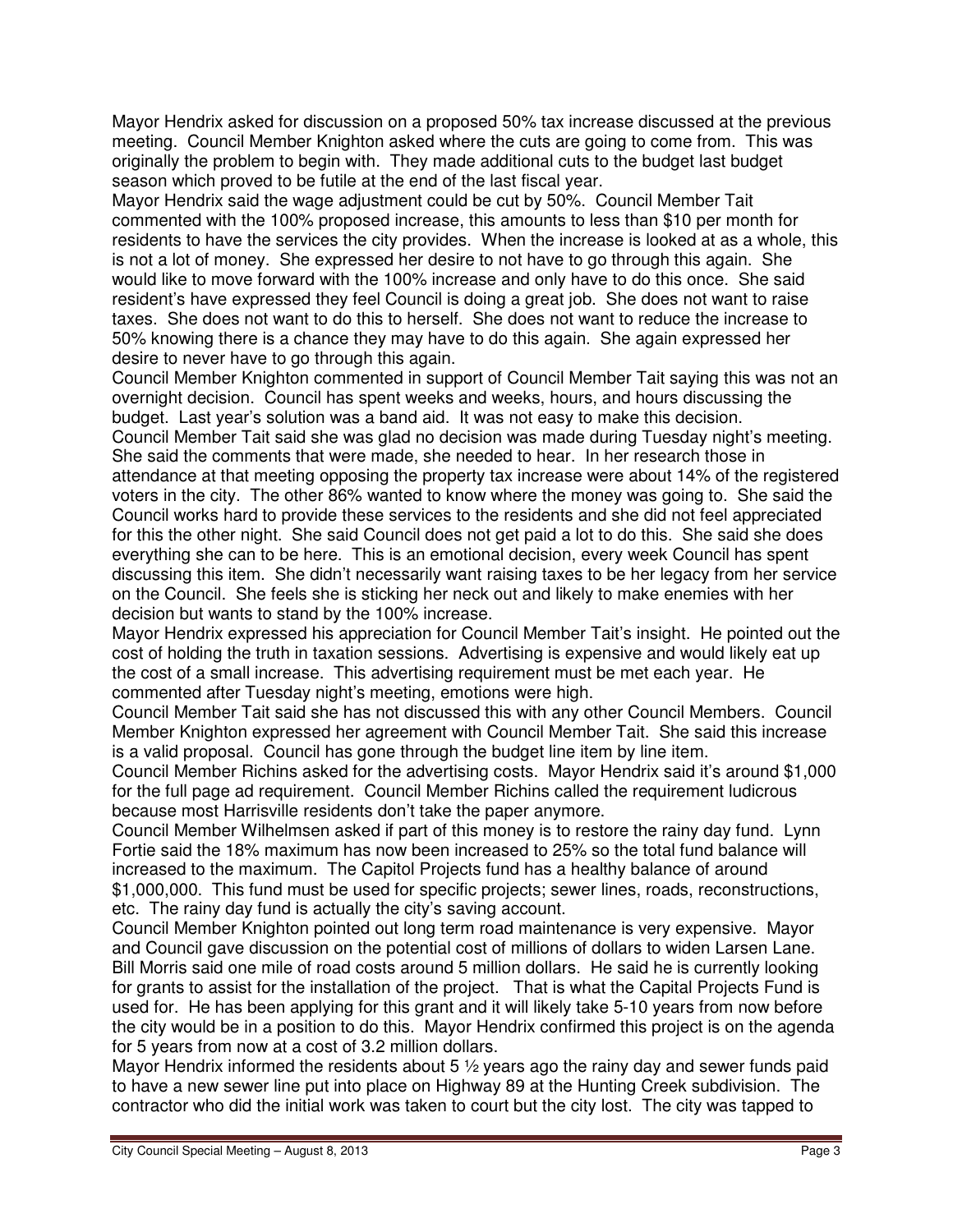Mayor Hendrix asked for discussion on a proposed 50% tax increase discussed at the previous meeting. Council Member Knighton asked where the cuts are going to come from. This was originally the problem to begin with. They made additional cuts to the budget last budget season which proved to be futile at the end of the last fiscal year.

Mayor Hendrix said the wage adjustment could be cut by 50%. Council Member Tait commented with the 100% proposed increase, this amounts to less than $10 per month for residents to have the services the city provides. When the increase is looked at as a whole, this is not a lot of money. She expressed her desire to not have to go through this again. She would like to move forward with the 100% increase and only have to do this once. She said resident's have expressed they feel Council is doing a great job. She does not want to raise taxes. She does not want to do this to herself. She does not want to reduce the increase to 50% knowing there is a chance they may have to do this again. She again expressed her desire to never have to go through this again.

Council Member Knighton commented in support of Council Member Tait saying this was not an overnight decision. Council has spent weeks and weeks, hours, and hours discussing the budget. Last year's solution was a band aid. It was not easy to make this decision.

Council Member Tait said she was glad no decision was made during Tuesday night's meeting. She said the comments that were made, she needed to hear. In her research those in attendance at that meeting opposing the property tax increase were about 14% of the registered voters in the city. The other 86% wanted to know where the money was going to. She said the Council works hard to provide these services to the residents and she did not feel appreciated for this the other night. She said Council does not get paid a lot to do this. She said she does everything she can to be here. This is an emotional decision, every week Council has spent discussing this item. She didn't necessarily want raising taxes to be her legacy from her service on the Council. She feels she is sticking her neck out and likely to make enemies with her decision but wants to stand by the 100% increase.

Mayor Hendrix expressed his appreciation for Council Member Tait's insight. He pointed out the cost of holding the truth in taxation sessions. Advertising is expensive and would likely eat up the cost of a small increase. This advertising requirement must be met each year. He commented after Tuesday night's meeting, emotions were high.

Council Member Tait said she has not discussed this with any other Council Members. Council Member Knighton expressed her agreement with Council Member Tait. She said this increase is a valid proposal. Council has gone through the budget line item by line item.

Council Member Richins asked for the advertising costs. Mayor Hendrix said it's around $1,000 for the full page ad requirement. Council Member Richins called the requirement ludicrous because most Harrisville residents don't take the paper anymore.

Council Member Wilhelmsen asked if part of this money is to restore the rainy day fund. Lynn Fortie said the 18% maximum has now been increased to 25% so the total fund balance will increased to the maximum. The Capitol Projects fund has a healthy balance of around $1,000,000. This fund must be used for specific projects; sewer lines, roads, reconstructions, etc. The rainy day fund is actually the city's saving account.

Council Member Knighton pointed out long term road maintenance is very expensive. Mayor and Council gave discussion on the potential cost of millions of dollars to widen Larsen Lane. Bill Morris said one mile of road costs around 5 million dollars. He said he is currently looking for grants to assist for the installation of the project. That is what the Capital Projects Fund is used for. He has been applying for this grant and it will likely take 5-10 years from now before the city would be in a position to do this. Mayor Hendrix confirmed this project is on the agenda for 5 years from now at a cost of 3.2 million dollars.

Mayor Hendrix informed the residents about 5 ½ years ago the rainy day and sewer funds paid to have a new sewer line put into place on Highway 89 at the Hunting Creek subdivision. The contractor who did the initial work was taken to court but the city lost. The city was tapped to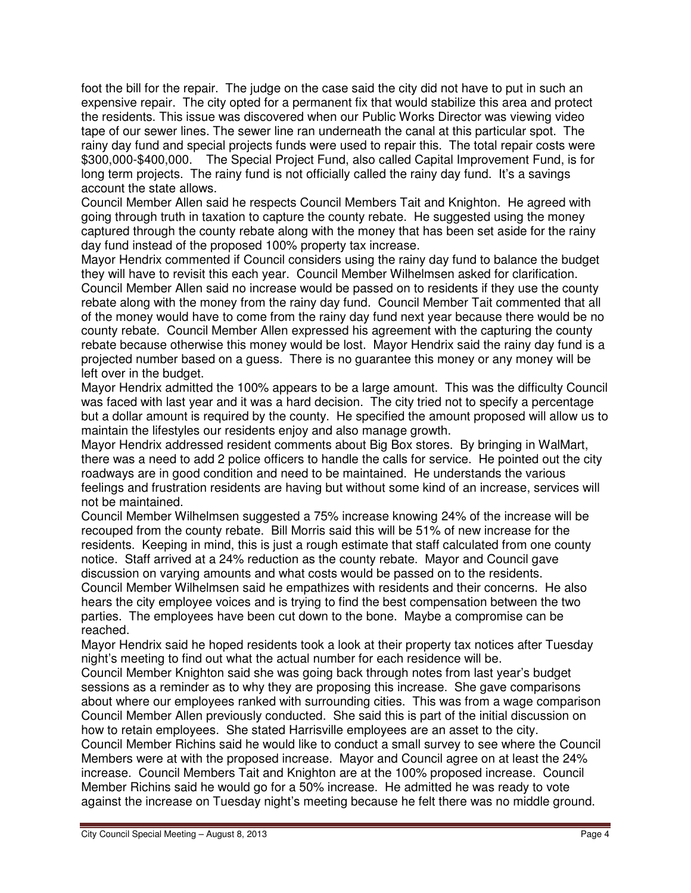foot the bill for the repair. The judge on the case said the city did not have to put in such an expensive repair. The city opted for a permanent fix that would stabilize this area and protect the residents. This issue was discovered when our Public Works Director was viewing video tape of our sewer lines. The sewer line ran underneath the canal at this particular spot. The rainy day fund and special projects funds were used to repair this. The total repair costs were $300,000-$400,000. The Special Project Fund, also called Capital Improvement Fund, is for long term projects. The rainy fund is not officially called the rainy day fund. It's a savings account the state allows.

Council Member Allen said he respects Council Members Tait and Knighton. He agreed with going through truth in taxation to capture the county rebate. He suggested using the money captured through the county rebate along with the money that has been set aside for the rainy day fund instead of the proposed 100% property tax increase.

Mayor Hendrix commented if Council considers using the rainy day fund to balance the budget they will have to revisit this each year. Council Member Wilhelmsen asked for clarification. Council Member Allen said no increase would be passed on to residents if they use the county rebate along with the money from the rainy day fund. Council Member Tait commented that all of the money would have to come from the rainy day fund next year because there would be no county rebate. Council Member Allen expressed his agreement with the capturing the county rebate because otherwise this money would be lost. Mayor Hendrix said the rainy day fund is a projected number based on a guess. There is no guarantee this money or any money will be left over in the budget.

Mayor Hendrix admitted the 100% appears to be a large amount. This was the difficulty Council was faced with last year and it was a hard decision. The city tried not to specify a percentage but a dollar amount is required by the county. He specified the amount proposed will allow us to maintain the lifestyles our residents enjoy and also manage growth.

Mayor Hendrix addressed resident comments about Big Box stores. By bringing in WalMart, there was a need to add 2 police officers to handle the calls for service. He pointed out the city roadways are in good condition and need to be maintained. He understands the various feelings and frustration residents are having but without some kind of an increase, services will not be maintained.

Council Member Wilhelmsen suggested a 75% increase knowing 24% of the increase will be recouped from the county rebate. Bill Morris said this will be 51% of new increase for the residents. Keeping in mind, this is just a rough estimate that staff calculated from one county notice. Staff arrived at a 24% reduction as the county rebate. Mayor and Council gave discussion on varying amounts and what costs would be passed on to the residents.

Council Member Wilhelmsen said he empathizes with residents and their concerns. He also hears the city employee voices and is trying to find the best compensation between the two parties. The employees have been cut down to the bone. Maybe a compromise can be reached.

Mayor Hendrix said he hoped residents took a look at their property tax notices after Tuesday night's meeting to find out what the actual number for each residence will be.

Council Member Knighton said she was going back through notes from last year's budget sessions as a reminder as to why they are proposing this increase. She gave comparisons about where our employees ranked with surrounding cities. This was from a wage comparison Council Member Allen previously conducted. She said this is part of the initial discussion on how to retain employees. She stated Harrisville employees are an asset to the city.

Council Member Richins said he would like to conduct a small survey to see where the Council Members were at with the proposed increase. Mayor and Council agree on at least the 24% increase. Council Members Tait and Knighton are at the 100% proposed increase. Council Member Richins said he would go for a 50% increase. He admitted he was ready to vote against the increase on Tuesday night's meeting because he felt there was no middle ground.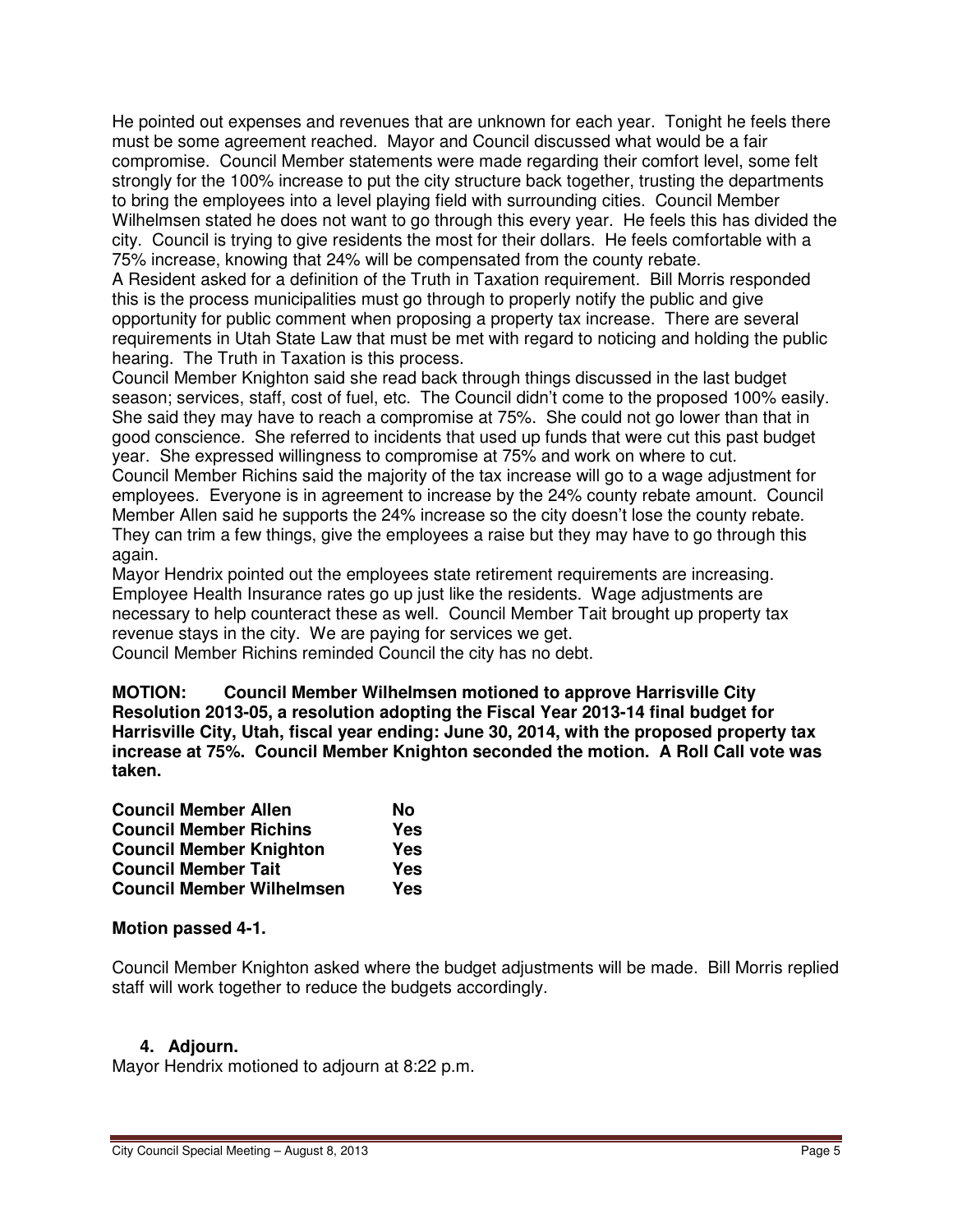He pointed out expenses and revenues that are unknown for each year. Tonight he feels there must be some agreement reached. Mayor and Council discussed what would be a fair compromise. Council Member statements were made regarding their comfort level, some felt strongly for the 100% increase to put the city structure back together, trusting the departments to bring the employees into a level playing field with surrounding cities. Council Member Wilhelmsen stated he does not want to go through this every year. He feels this has divided the city. Council is trying to give residents the most for their dollars. He feels comfortable with a 75% increase, knowing that 24% will be compensated from the county rebate.

A Resident asked for a definition of the Truth in Taxation requirement. Bill Morris responded this is the process municipalities must go through to properly notify the public and give opportunity for public comment when proposing a property tax increase. There are several requirements in Utah State Law that must be met with regard to noticing and holding the public hearing. The Truth in Taxation is this process.

Council Member Knighton said she read back through things discussed in the last budget season; services, staff, cost of fuel, etc. The Council didn't come to the proposed 100% easily. She said they may have to reach a compromise at 75%. She could not go lower than that in good conscience. She referred to incidents that used up funds that were cut this past budget year. She expressed willingness to compromise at 75% and work on where to cut.

Council Member Richins said the majority of the tax increase will go to a wage adjustment for employees. Everyone is in agreement to increase by the 24% county rebate amount. Council Member Allen said he supports the 24% increase so the city doesn't lose the county rebate. They can trim a few things, give the employees a raise but they may have to go through this again.

Mayor Hendrix pointed out the employees state retirement requirements are increasing. Employee Health Insurance rates go up just like the residents. Wage adjustments are necessary to help counteract these as well. Council Member Tait brought up property tax revenue stays in the city. We are paying for services we get.

Council Member Richins reminded Council the city has no debt.

**MOTION: Council Member Wilhelmsen motioned to approve Harrisville City Resolution 2013-05, a resolution adopting the Fiscal Year 2013-14 final budget for Harrisville City, Utah, fiscal year ending: June 30, 2014, with the proposed property tax increase at 75%. Council Member Knighton seconded the motion. A Roll Call vote was taken.**

| | |
|---|---|
| **Council Member Allen** | **No** |
| **Council Member Richins** | **Yes** |
| **Council Member Knighton** | **Yes** |
| **Council Member Tait** | **Yes** |
| **Council Member Wilhelmsen** | **Yes** |

**Motion passed 4-1.**

Council Member Knighton asked where the budget adjustments will be made. Bill Morris replied staff will work together to reduce the budgets accordingly.

### 4. Adjourn.

Mayor Hendrix motioned to adjourn at 8:22 p.m.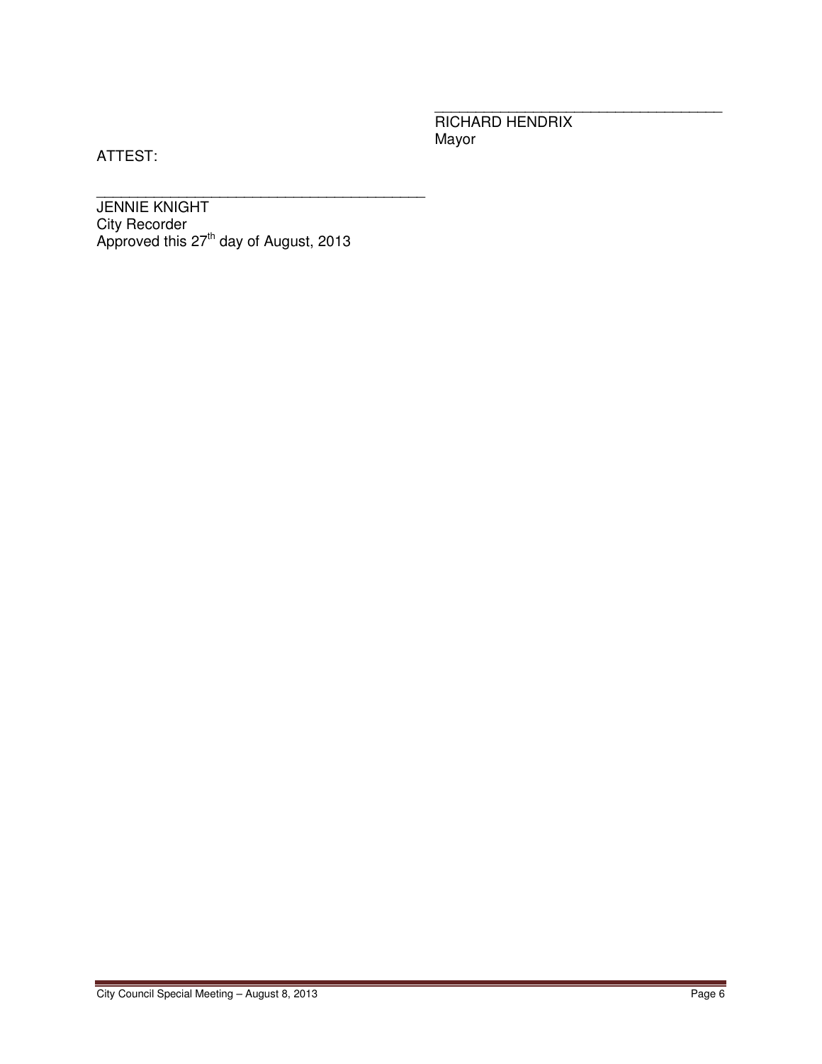\_\_\_\_\_\_\_\_\_\_\_\_\_\_\_\_\_\_\_\_\_\_\_\_\_\_\_\_\_\_\_\_\_\_\_\_

RICHARD HENDRIX
Mayor

ATTEST:

\_\_\_\_\_\_\_\_\_\_\_\_\_\_\_\_\_\_\_\_\_\_\_\_\_\_\_\_\_\_\_\_\_\_\_\_\_\_\_\_\_

JENNIE KNIGHT
City Recorder
Approved this 27th day of August, 2013